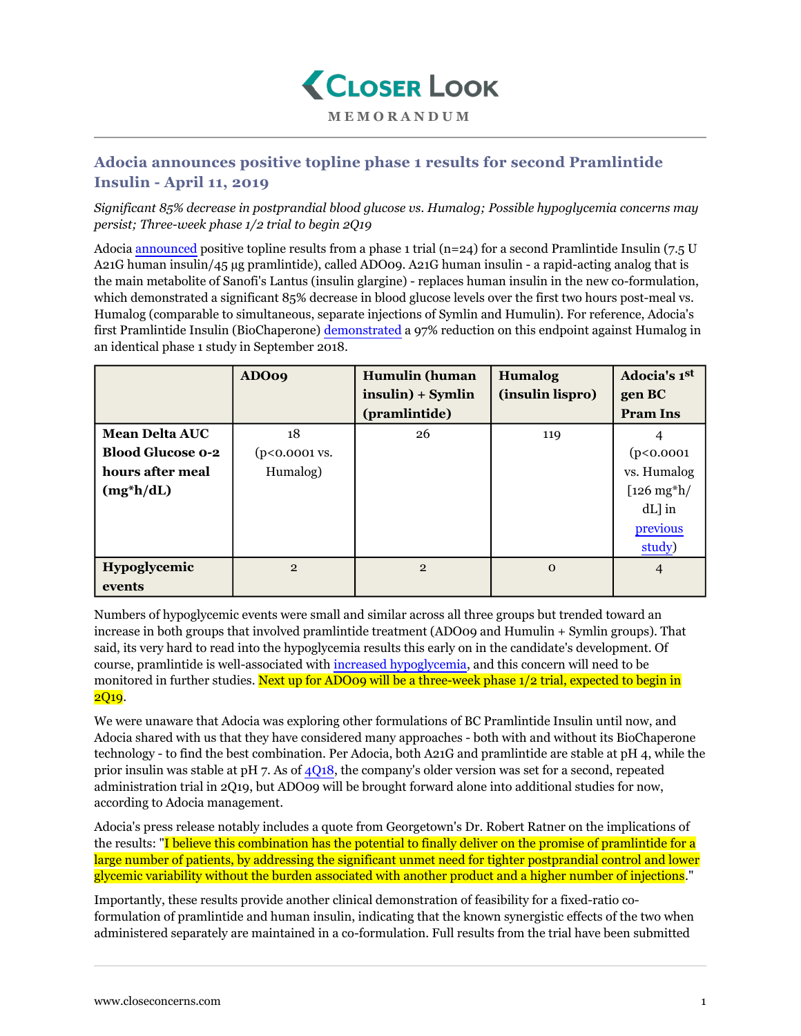# Closer Look

MEMORANDUM

## Adocia announces positive topline phase 1 results for second Pramlintide Insulin - April 11, 2019

*Significant 85% decrease in postprandial blood glucose vs. Humalog; Possible hypoglycemia concerns may persist; Three-week phase 1/2 trial to begin 2Q19*

Adocia announced positive topline results from a phase 1 trial (n=24) for a second Pramlintide Insulin (7.5 U A21G human insulin/45 µg pramlintide), called ADO09. A21G human insulin - a rapid-acting analog that is the main metabolite of Sanofi's Lantus (insulin glargine) - replaces human insulin in the new co-formulation, which demonstrated a significant 85% decrease in blood glucose levels over the first two hours post-meal vs. Humalog (comparable to simultaneous, separate injections of Symlin and Humulin). For reference, Adocia's first Pramlintide Insulin (BioChaperone) demonstrated a 97% reduction on this endpoint against Humalog in an identical phase 1 study in September 2018.

| | ADO09 | Humulin (human insulin) + Symlin (pramlintide) | Humalog (insulin lispro) | Adocia's 1st gen BC Pram Ins |
|---|---|---|---|---|
| **Mean Delta AUC Blood Glucose 0-2 hours after meal (mg*h/dL)** | 18 (p<0.0001 vs. Humalog) | 26 | 119 | 4 (p<0.0001 vs. Humalog [126 mg*h/dL] in previous study) |
| **Hypoglycemic events** | 2 | 2 | 0 | 4 |

Numbers of hypoglycemic events were small and similar across all three groups but trended toward an increase in both groups that involved pramlintide treatment (ADO09 and Humulin + Symlin groups). That said, its very hard to read into the hypoglycemia results this early on in the candidate's development. Of course, pramlintide is well-associated with increased hypoglycemia, and this concern will need to be monitored in further studies. Next up for ADO09 will be a three-week phase 1/2 trial, expected to begin in 2Q19.

We were unaware that Adocia was exploring other formulations of BC Pramlintide Insulin until now, and Adocia shared with us that they have considered many approaches - both with and without its BioChaperone technology - to find the best combination. Per Adocia, both A21G and pramlintide are stable at pH 4, while the prior insulin was stable at pH 7. As of 4Q18, the company's older version was set for a second, repeated administration trial in 2Q19, but ADO09 will be brought forward alone into additional studies for now, according to Adocia management.

Adocia's press release notably includes a quote from Georgetown's Dr. Robert Ratner on the implications of the results: "I believe this combination has the potential to finally deliver on the promise of pramlintide for a large number of patients, by addressing the significant unmet need for tighter postprandial control and lower glycemic variability without the burden associated with another product and a higher number of injections."

Importantly, these results provide another clinical demonstration of feasibility for a fixed-ratio co-formulation of pramlintide and human insulin, indicating that the known synergistic effects of the two when administered separately are maintained in a co-formulation. Full results from the trial have been submitted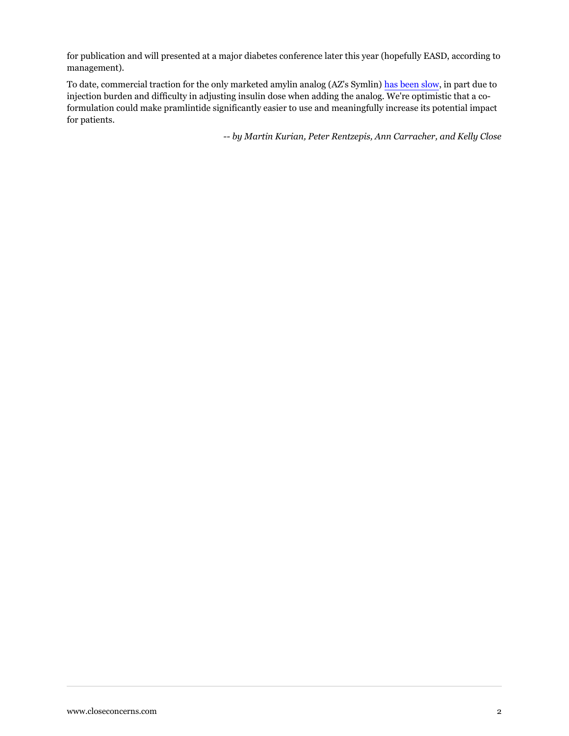for publication and will presented at a major diabetes conference later this year (hopefully EASD, according to management).

To date, commercial traction for the only marketed amylin analog (AZ's Symlin) has been slow, in part due to injection burden and difficulty in adjusting insulin dose when adding the analog. We're optimistic that a co-formulation could make pramlintide significantly easier to use and meaningfully increase its potential impact for patients.

*-- by Martin Kurian, Peter Rentzepis, Ann Carracher, and Kelly Close*